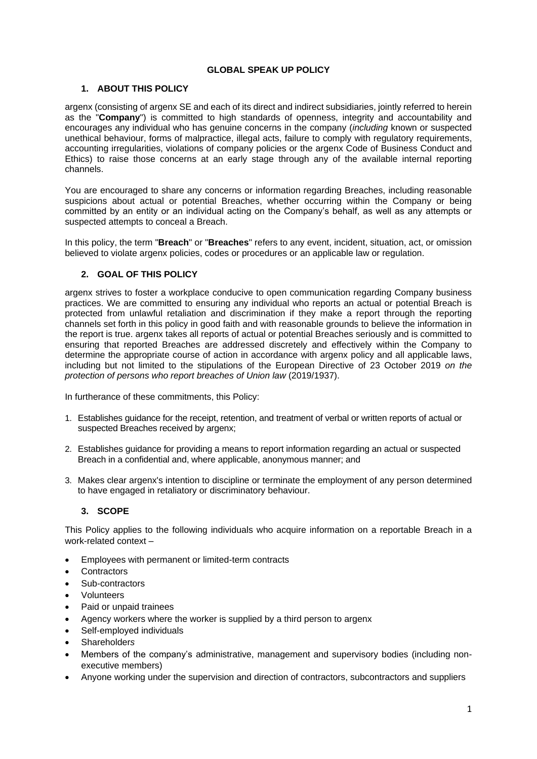# GLOBAL SPEAK UP POLICY

## 1. ABOUT THIS POLICY

argenx (consisting of argenx SE and each of its direct and indirect subsidiaries, jointly referred to herein as the "**Company**") is committed to high standards of openness, integrity and accountability and encourages any individual who has genuine concerns in the company (*including* known or suspected unethical behaviour, forms of malpractice, illegal acts, failure to comply with regulatory requirements, accounting irregularities, violations of company policies or the argenx Code of Business Conduct and Ethics) to raise those concerns at an early stage through any of the available internal reporting channels.

You are encouraged to share any concerns or information regarding Breaches, including reasonable suspicions about actual or potential Breaches, whether occurring within the Company or being committed by an entity or an individual acting on the Company's behalf, as well as any attempts or suspected attempts to conceal a Breach.

In this policy, the term "**Breach**" or "**Breaches**" refers to any event, incident, situation, act, or omission believed to violate argenx policies, codes or procedures or an applicable law or regulation.

## 2. GOAL OF THIS POLICY

argenx strives to foster a workplace conducive to open communication regarding Company business practices. We are committed to ensuring any individual who reports an actual or potential Breach is protected from unlawful retaliation and discrimination if they make a report through the reporting channels set forth in this policy in good faith and with reasonable grounds to believe the information in the report is true. argenx takes all reports of actual or potential Breaches seriously and is committed to ensuring that reported Breaches are addressed discretely and effectively within the Company to determine the appropriate course of action in accordance with argenx policy and all applicable laws, including but not limited to the stipulations of the European Directive of 23 October 2019 *on the protection of persons who report breaches of Union law* (2019/1937).

In furtherance of these commitments, this Policy:

1. Establishes guidance for the receipt, retention, and treatment of verbal or written reports of actual or suspected Breaches received by argenx;
2. Establishes guidance for providing a means to report information regarding an actual or suspected Breach in a confidential and, where applicable, anonymous manner; and
3. Makes clear argenx's intention to discipline or terminate the employment of any person determined to have engaged in retaliatory or discriminatory behaviour.

## 3. SCOPE

This Policy applies to the following individuals who acquire information on a reportable Breach in a work-related context –

- Employees with permanent or limited-term contracts
- Contractors
- Sub-contractors
- Volunteers
- Paid or unpaid trainees
- Agency workers where the worker is supplied by a third person to argenx
- Self-employed individuals
- Shareholders
- Members of the company's administrative, management and supervisory bodies (including non-executive members)
- Anyone working under the supervision and direction of contractors, subcontractors and suppliers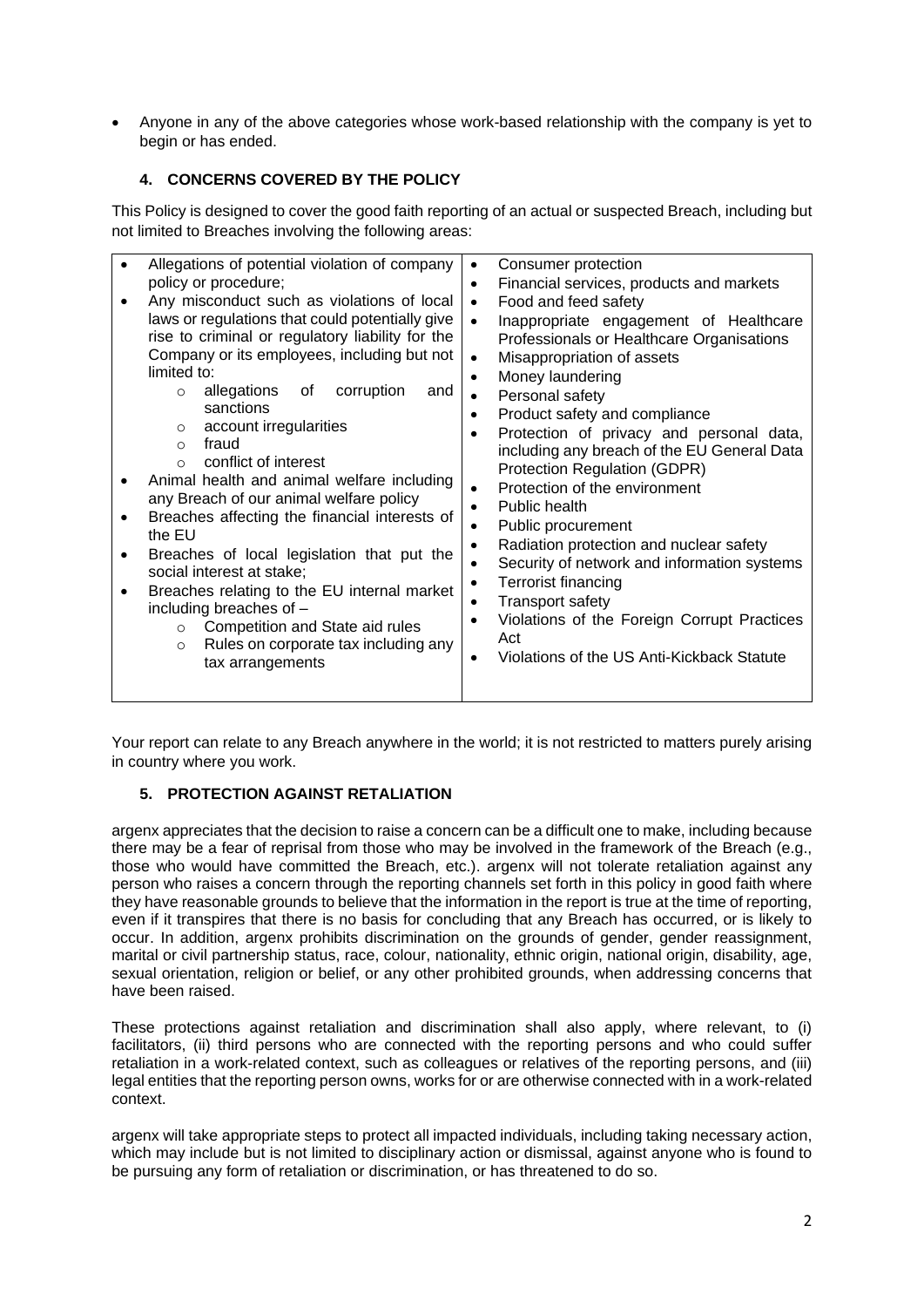- Anyone in any of the above categories whose work-based relationship with the company is yet to begin or has ended.

## 4. CONCERNS COVERED BY THE POLICY

This Policy is designed to cover the good faith reporting of an actual or suspected Breach, including but not limited to Breaches involving the following areas:

- Allegations of potential violation of company policy or procedure;
- Any misconduct such as violations of local laws or regulations that could potentially give rise to criminal or regulatory liability for the Company or its employees, including but not limited to:
    - allegations of corruption and sanctions
    - account irregularities
    - fraud
    - conflict of interest
- Animal health and animal welfare including any Breach of our animal welfare policy
- Breaches affecting the financial interests of the EU
- Breaches of local legislation that put the social interest at stake;
- Breaches relating to the EU internal market including breaches of –
    - Competition and State aid rules
    - Rules on corporate tax including any tax arrangements
- Consumer protection
- Financial services, products and markets
- Food and feed safety
- Inappropriate engagement of Healthcare Professionals or Healthcare Organisations
- Misappropriation of assets
- Money laundering
- Personal safety
- Product safety and compliance
- Protection of privacy and personal data, including any breach of the EU General Data Protection Regulation (GDPR)
- Protection of the environment
- Public health
- Public procurement
- Radiation protection and nuclear safety
- Security of network and information systems
- Terrorist financing
- Transport safety
- Violations of the Foreign Corrupt Practices Act
- Violations of the US Anti-Kickback Statute

Your report can relate to any Breach anywhere in the world; it is not restricted to matters purely arising in country where you work.

## 5. PROTECTION AGAINST RETALIATION

argenx appreciates that the decision to raise a concern can be a difficult one to make, including because there may be a fear of reprisal from those who may be involved in the framework of the Breach (e.g., those who would have committed the Breach, etc.). argenx will not tolerate retaliation against any person who raises a concern through the reporting channels set forth in this policy in good faith where they have reasonable grounds to believe that the information in the report is true at the time of reporting, even if it transpires that there is no basis for concluding that any Breach has occurred, or is likely to occur. In addition, argenx prohibits discrimination on the grounds of gender, gender reassignment, marital or civil partnership status, race, colour, nationality, ethnic origin, national origin, disability, age, sexual orientation, religion or belief, or any other prohibited grounds, when addressing concerns that have been raised.

These protections against retaliation and discrimination shall also apply, where relevant, to (i) facilitators, (ii) third persons who are connected with the reporting persons and who could suffer retaliation in a work-related context, such as colleagues or relatives of the reporting persons, and (iii) legal entities that the reporting person owns, works for or are otherwise connected with in a work-related context.

argenx will take appropriate steps to protect all impacted individuals, including taking necessary action, which may include but is not limited to disciplinary action or dismissal, against anyone who is found to be pursuing any form of retaliation or discrimination, or has threatened to do so.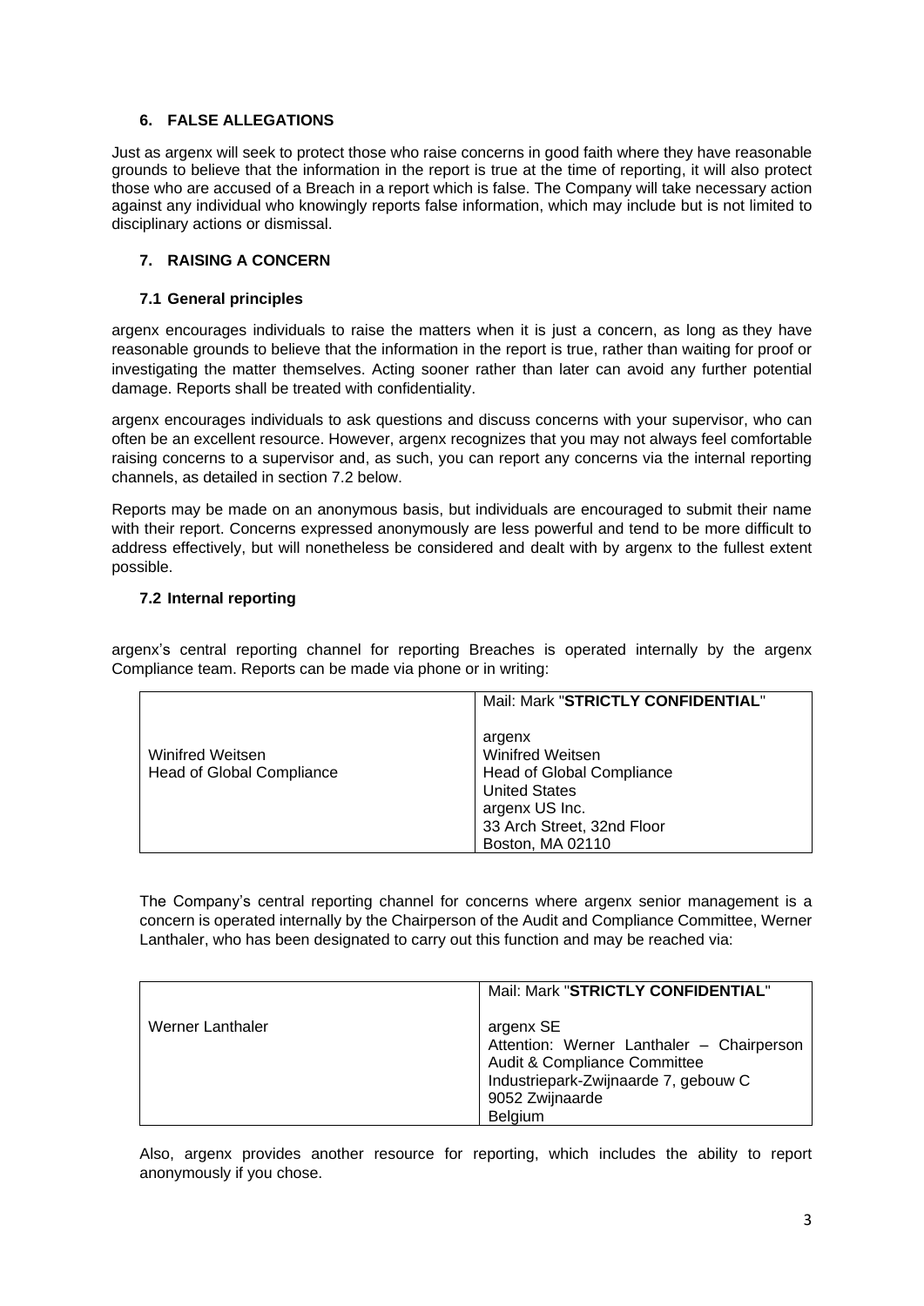## 6. FALSE ALLEGATIONS

Just as argenx will seek to protect those who raise concerns in good faith where they have reasonable grounds to believe that the information in the report is true at the time of reporting, it will also protect those who are accused of a Breach in a report which is false. The Company will take necessary action against any individual who knowingly reports false information, which may include but is not limited to disciplinary actions or dismissal.

## 7. RAISING A CONCERN

### 7.1 General principles

argenx encourages individuals to raise the matters when it is just a concern, as long as they have reasonable grounds to believe that the information in the report is true, rather than waiting for proof or investigating the matter themselves. Acting sooner rather than later can avoid any further potential damage. Reports shall be treated with confidentiality.

argenx encourages individuals to ask questions and discuss concerns with your supervisor, who can often be an excellent resource. However, argenx recognizes that you may not always feel comfortable raising concerns to a supervisor and, as such, you can report any concerns via the internal reporting channels, as detailed in section 7.2 below.

Reports may be made on an anonymous basis, but individuals are encouraged to submit their name with their report. Concerns expressed anonymously are less powerful and tend to be more difficult to address effectively, but will nonetheless be considered and dealt with by argenx to the fullest extent possible.

### 7.2 Internal reporting

argenx's central reporting channel for reporting Breaches is operated internally by the argenx Compliance team. Reports can be made via phone or in writing:

| | |
|---|---|
| Winifred Weitsen<br>Head of Global Compliance | Mail: Mark "**STRICTLY CONFIDENTIAL**"<br><br>argenx<br>Winifred Weitsen<br>Head of Global Compliance<br>United States<br>argenx US Inc.<br>33 Arch Street, 32nd Floor<br>Boston, MA 02110 |

The Company's central reporting channel for concerns where argenx senior management is a concern is operated internally by the Chairperson of the Audit and Compliance Committee, Werner Lanthaler, who has been designated to carry out this function and may be reached via:

| | |
|---|---|
| Werner Lanthaler | Mail: Mark "**STRICTLY CONFIDENTIAL**"<br><br>argenx SE<br>Attention: Werner Lanthaler – Chairperson<br>Audit & Compliance Committee<br>Industriepark-Zwijnaarde 7, gebouw C<br>9052 Zwijnaarde<br>Belgium |

Also, argenx provides another resource for reporting, which includes the ability to report anonymously if you chose.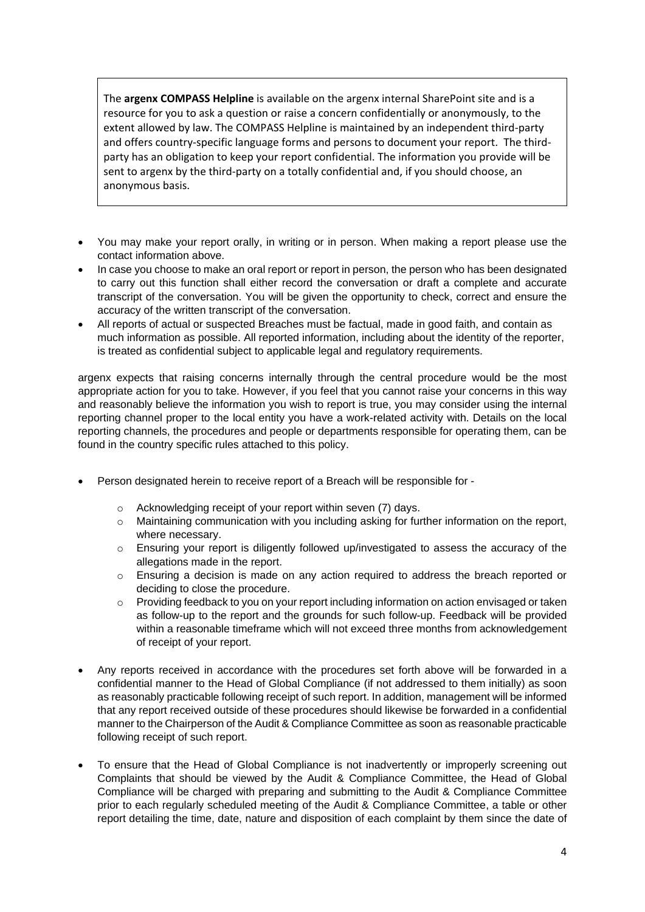> The **argenx COMPASS Helpline** is available on the argenx internal SharePoint site and is a resource for you to ask a question or raise a concern confidentially or anonymously, to the extent allowed by law. The COMPASS Helpline is maintained by an independent third-party and offers country-specific language forms and persons to document your report. The third-party has an obligation to keep your report confidential. The information you provide will be sent to argenx by the third-party on a totally confidential and, if you should choose, an anonymous basis.

- You may make your report orally, in writing or in person. When making a report please use the contact information above.
- In case you choose to make an oral report or report in person, the person who has been designated to carry out this function shall either record the conversation or draft a complete and accurate transcript of the conversation. You will be given the opportunity to check, correct and ensure the accuracy of the written transcript of the conversation.
- All reports of actual or suspected Breaches must be factual, made in good faith, and contain as much information as possible. All reported information, including about the identity of the reporter, is treated as confidential subject to applicable legal and regulatory requirements.

argenx expects that raising concerns internally through the central procedure would be the most appropriate action for you to take. However, if you feel that you cannot raise your concerns in this way and reasonably believe the information you wish to report is true, you may consider using the internal reporting channel proper to the local entity you have a work-related activity with. Details on the local reporting channels, the procedures and people or departments responsible for operating them, can be found in the country specific rules attached to this policy.

- Person designated herein to receive report of a Breach will be responsible for -
  - Acknowledging receipt of your report within seven (7) days.
  - Maintaining communication with you including asking for further information on the report, where necessary.
  - Ensuring your report is diligently followed up/investigated to assess the accuracy of the allegations made in the report.
  - Ensuring a decision is made on any action required to address the breach reported or deciding to close the procedure.
  - Providing feedback to you on your report including information on action envisaged or taken as follow-up to the report and the grounds for such follow-up. Feedback will be provided within a reasonable timeframe which will not exceed three months from acknowledgement of receipt of your report.
- Any reports received in accordance with the procedures set forth above will be forwarded in a confidential manner to the Head of Global Compliance (if not addressed to them initially) as soon as reasonably practicable following receipt of such report. In addition, management will be informed that any report received outside of these procedures should likewise be forwarded in a confidential manner to the Chairperson of the Audit & Compliance Committee as soon as reasonable practicable following receipt of such report.
- To ensure that the Head of Global Compliance is not inadvertently or improperly screening out Complaints that should be viewed by the Audit & Compliance Committee, the Head of Global Compliance will be charged with preparing and submitting to the Audit & Compliance Committee prior to each regularly scheduled meeting of the Audit & Compliance Committee, a table or other report detailing the time, date, nature and disposition of each complaint by them since the date of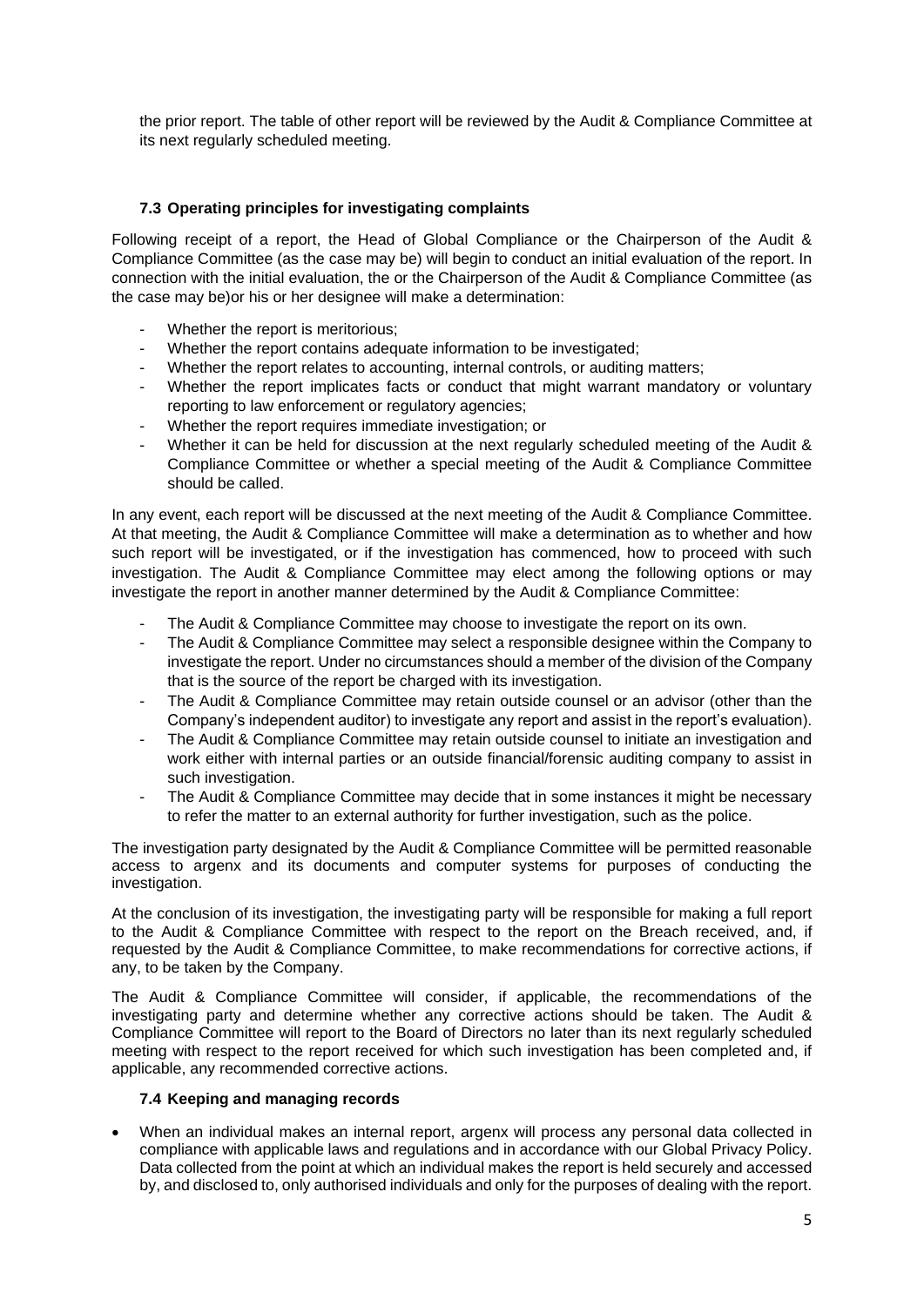the prior report. The table of other report will be reviewed by the Audit & Compliance Committee at its next regularly scheduled meeting.

### 7.3 Operating principles for investigating complaints

Following receipt of a report, the Head of Global Compliance or the Chairperson of the Audit & Compliance Committee (as the case may be) will begin to conduct an initial evaluation of the report. In connection with the initial evaluation, the or the Chairperson of the Audit & Compliance Committee (as the case may be)or his or her designee will make a determination:

- Whether the report is meritorious;
- Whether the report contains adequate information to be investigated;
- Whether the report relates to accounting, internal controls, or auditing matters;
- Whether the report implicates facts or conduct that might warrant mandatory or voluntary reporting to law enforcement or regulatory agencies;
- Whether the report requires immediate investigation; or
- Whether it can be held for discussion at the next regularly scheduled meeting of the Audit & Compliance Committee or whether a special meeting of the Audit & Compliance Committee should be called.

In any event, each report will be discussed at the next meeting of the Audit & Compliance Committee. At that meeting, the Audit & Compliance Committee will make a determination as to whether and how such report will be investigated, or if the investigation has commenced, how to proceed with such investigation. The Audit & Compliance Committee may elect among the following options or may investigate the report in another manner determined by the Audit & Compliance Committee:

- The Audit & Compliance Committee may choose to investigate the report on its own.
- The Audit & Compliance Committee may select a responsible designee within the Company to investigate the report. Under no circumstances should a member of the division of the Company that is the source of the report be charged with its investigation.
- The Audit & Compliance Committee may retain outside counsel or an advisor (other than the Company's independent auditor) to investigate any report and assist in the report's evaluation).
- The Audit & Compliance Committee may retain outside counsel to initiate an investigation and work either with internal parties or an outside financial/forensic auditing company to assist in such investigation.
- The Audit & Compliance Committee may decide that in some instances it might be necessary to refer the matter to an external authority for further investigation, such as the police.

The investigation party designated by the Audit & Compliance Committee will be permitted reasonable access to argenx and its documents and computer systems for purposes of conducting the investigation.

At the conclusion of its investigation, the investigating party will be responsible for making a full report to the Audit & Compliance Committee with respect to the report on the Breach received, and, if requested by the Audit & Compliance Committee, to make recommendations for corrective actions, if any, to be taken by the Company.

The Audit & Compliance Committee will consider, if applicable, the recommendations of the investigating party and determine whether any corrective actions should be taken. The Audit & Compliance Committee will report to the Board of Directors no later than its next regularly scheduled meeting with respect to the report received for which such investigation has been completed and, if applicable, any recommended corrective actions.

### 7.4 Keeping and managing records

- When an individual makes an internal report, argenx will process any personal data collected in compliance with applicable laws and regulations and in accordance with our Global Privacy Policy. Data collected from the point at which an individual makes the report is held securely and accessed by, and disclosed to, only authorised individuals and only for the purposes of dealing with the report.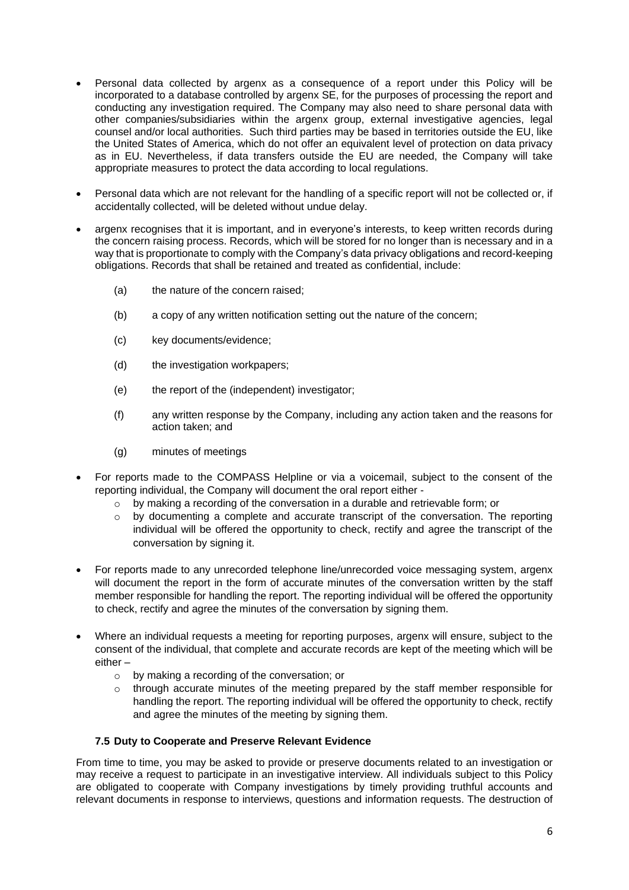- Personal data collected by argenx as a consequence of a report under this Policy will be incorporated to a database controlled by argenx SE, for the purposes of processing the report and conducting any investigation required. The Company may also need to share personal data with other companies/subsidiaries within the argenx group, external investigative agencies, legal counsel and/or local authorities. Such third parties may be based in territories outside the EU, like the United States of America, which do not offer an equivalent level of protection on data privacy as in EU. Nevertheless, if data transfers outside the EU are needed, the Company will take appropriate measures to protect the data according to local regulations.

- Personal data which are not relevant for the handling of a specific report will not be collected or, if accidentally collected, will be deleted without undue delay.

- argenx recognises that it is important, and in everyone's interests, to keep written records during the concern raising process. Records, which will be stored for no longer than is necessary and in a way that is proportionate to comply with the Company's data privacy obligations and record-keeping obligations. Records that shall be retained and treated as confidential, include:

  (a) the nature of the concern raised;

  (b) a copy of any written notification setting out the nature of the concern;

  (c) key documents/evidence;

  (d) the investigation workpapers;

  (e) the report of the (independent) investigator;

  (f) any written response by the Company, including any action taken and the reasons for action taken; and

  (g) minutes of meetings

- For reports made to the COMPASS Helpline or via a voicemail, subject to the consent of the reporting individual, the Company will document the oral report either -
  - by making a recording of the conversation in a durable and retrievable form; or
  - by documenting a complete and accurate transcript of the conversation. The reporting individual will be offered the opportunity to check, rectify and agree the transcript of the conversation by signing it.

- For reports made to any unrecorded telephone line/unrecorded voice messaging system, argenx will document the report in the form of accurate minutes of the conversation written by the staff member responsible for handling the report. The reporting individual will be offered the opportunity to check, rectify and agree the minutes of the conversation by signing them.

- Where an individual requests a meeting for reporting purposes, argenx will ensure, subject to the consent of the individual, that complete and accurate records are kept of the meeting which will be either –
  - by making a recording of the conversation; or
  - through accurate minutes of the meeting prepared by the staff member responsible for handling the report. The reporting individual will be offered the opportunity to check, rectify and agree the minutes of the meeting by signing them.

### 7.5 Duty to Cooperate and Preserve Relevant Evidence

From time to time, you may be asked to provide or preserve documents related to an investigation or may receive a request to participate in an investigative interview. All individuals subject to this Policy are obligated to cooperate with Company investigations by timely providing truthful accounts and relevant documents in response to interviews, questions and information requests. The destruction of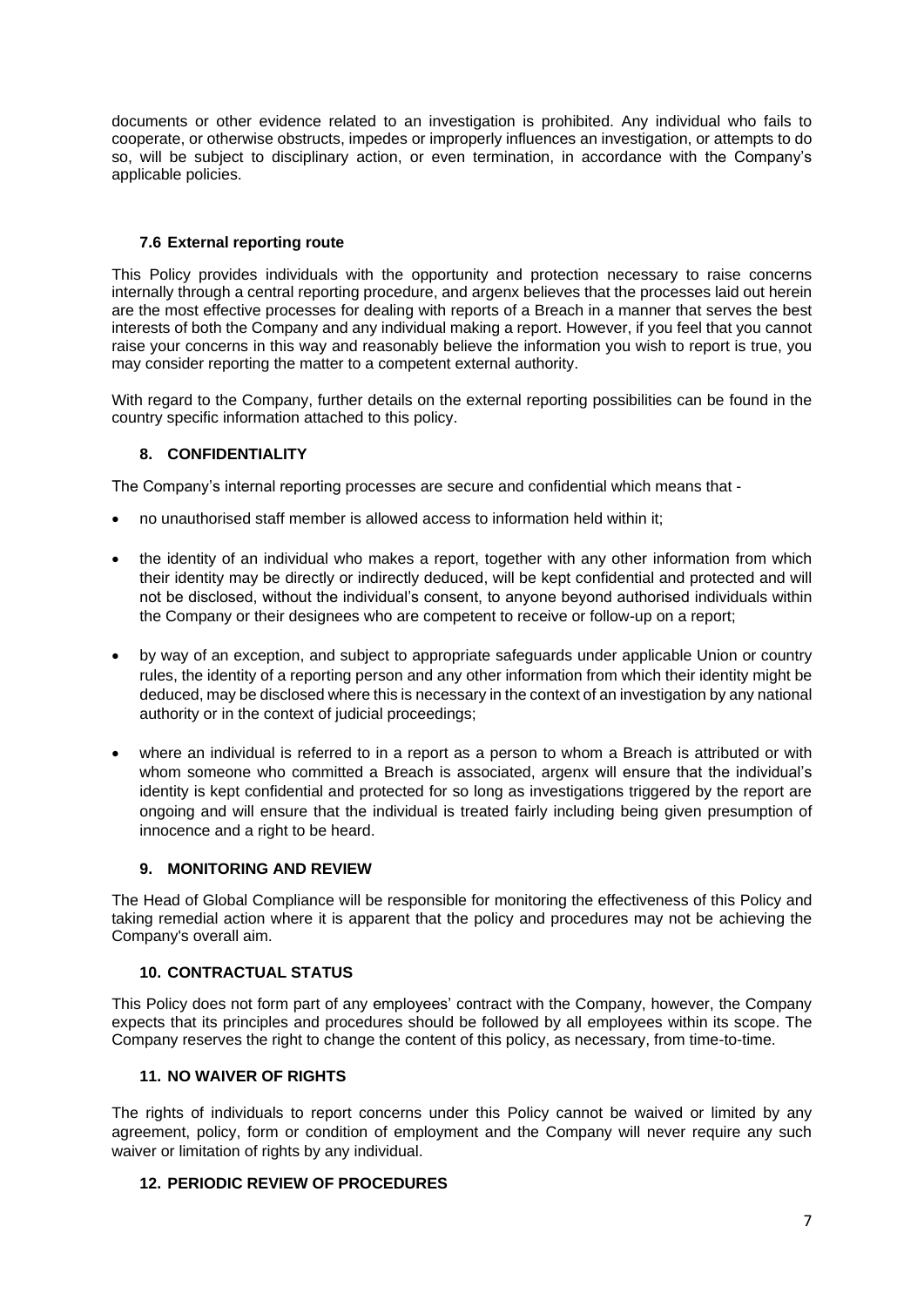documents or other evidence related to an investigation is prohibited. Any individual who fails to cooperate, or otherwise obstructs, impedes or improperly influences an investigation, or attempts to do so, will be subject to disciplinary action, or even termination, in accordance with the Company's applicable policies.

### 7.6 External reporting route

This Policy provides individuals with the opportunity and protection necessary to raise concerns internally through a central reporting procedure, and argenx believes that the processes laid out herein are the most effective processes for dealing with reports of a Breach in a manner that serves the best interests of both the Company and any individual making a report. However, if you feel that you cannot raise your concerns in this way and reasonably believe the information you wish to report is true, you may consider reporting the matter to a competent external authority.

With regard to the Company, further details on the external reporting possibilities can be found in the country specific information attached to this policy.

## 8. CONFIDENTIALITY

The Company's internal reporting processes are secure and confidential which means that -

- no unauthorised staff member is allowed access to information held within it;
- the identity of an individual who makes a report, together with any other information from which their identity may be directly or indirectly deduced, will be kept confidential and protected and will not be disclosed, without the individual's consent, to anyone beyond authorised individuals within the Company or their designees who are competent to receive or follow-up on a report;
- by way of an exception, and subject to appropriate safeguards under applicable Union or country rules, the identity of a reporting person and any other information from which their identity might be deduced, may be disclosed where this is necessary in the context of an investigation by any national authority or in the context of judicial proceedings;
- where an individual is referred to in a report as a person to whom a Breach is attributed or with whom someone who committed a Breach is associated, argenx will ensure that the individual's identity is kept confidential and protected for so long as investigations triggered by the report are ongoing and will ensure that the individual is treated fairly including being given presumption of innocence and a right to be heard.

## 9. MONITORING AND REVIEW

The Head of Global Compliance will be responsible for monitoring the effectiveness of this Policy and taking remedial action where it is apparent that the policy and procedures may not be achieving the Company's overall aim.

## 10. CONTRACTUAL STATUS

This Policy does not form part of any employees' contract with the Company, however, the Company expects that its principles and procedures should be followed by all employees within its scope. The Company reserves the right to change the content of this policy, as necessary, from time-to-time.

## 11. NO WAIVER OF RIGHTS

The rights of individuals to report concerns under this Policy cannot be waived or limited by any agreement, policy, form or condition of employment and the Company will never require any such waiver or limitation of rights by any individual.

## 12. PERIODIC REVIEW OF PROCEDURES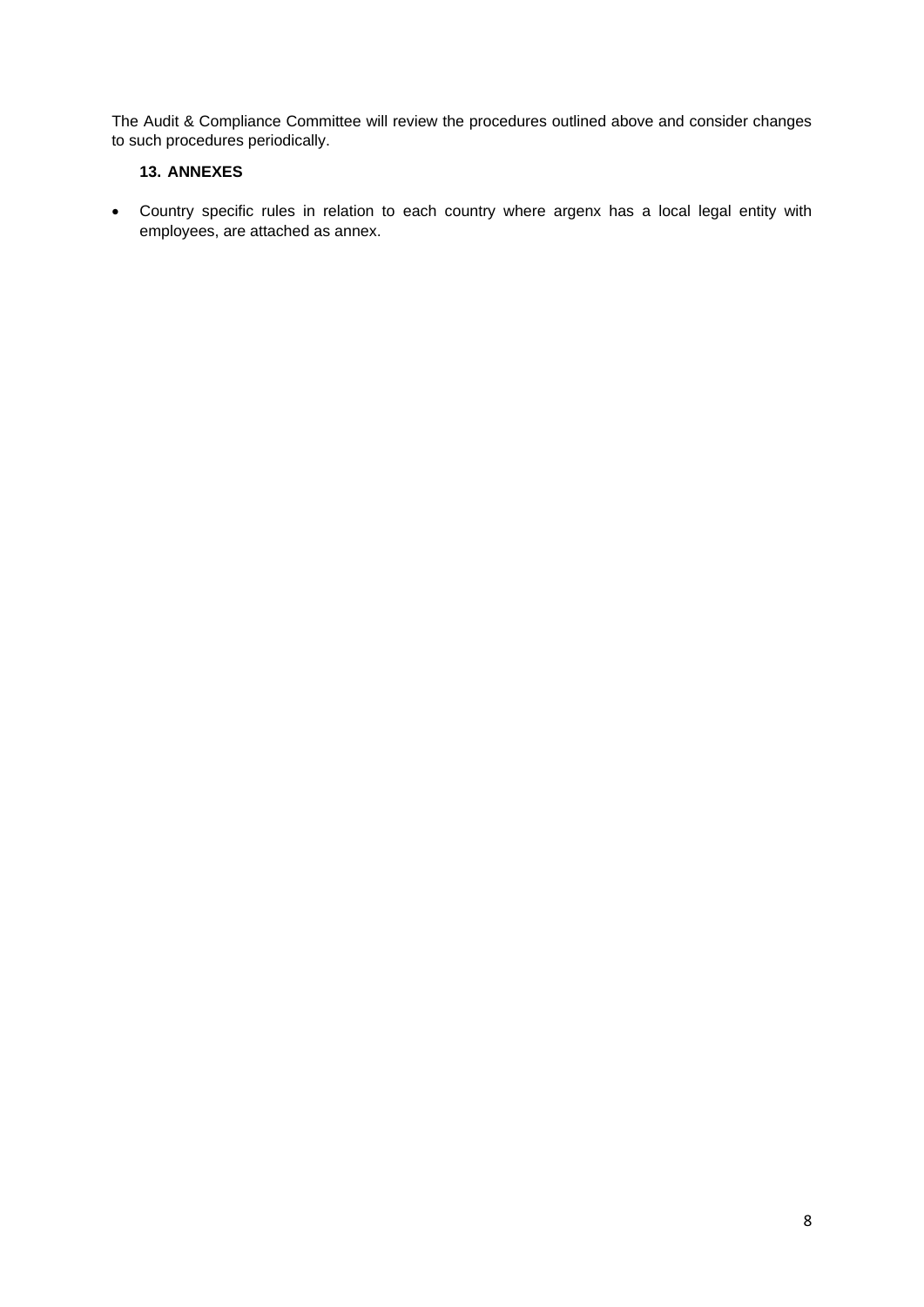The Audit & Compliance Committee will review the procedures outlined above and consider changes to such procedures periodically.

## 13. ANNEXES

- Country specific rules in relation to each country where argenx has a local legal entity with employees, are attached as annex.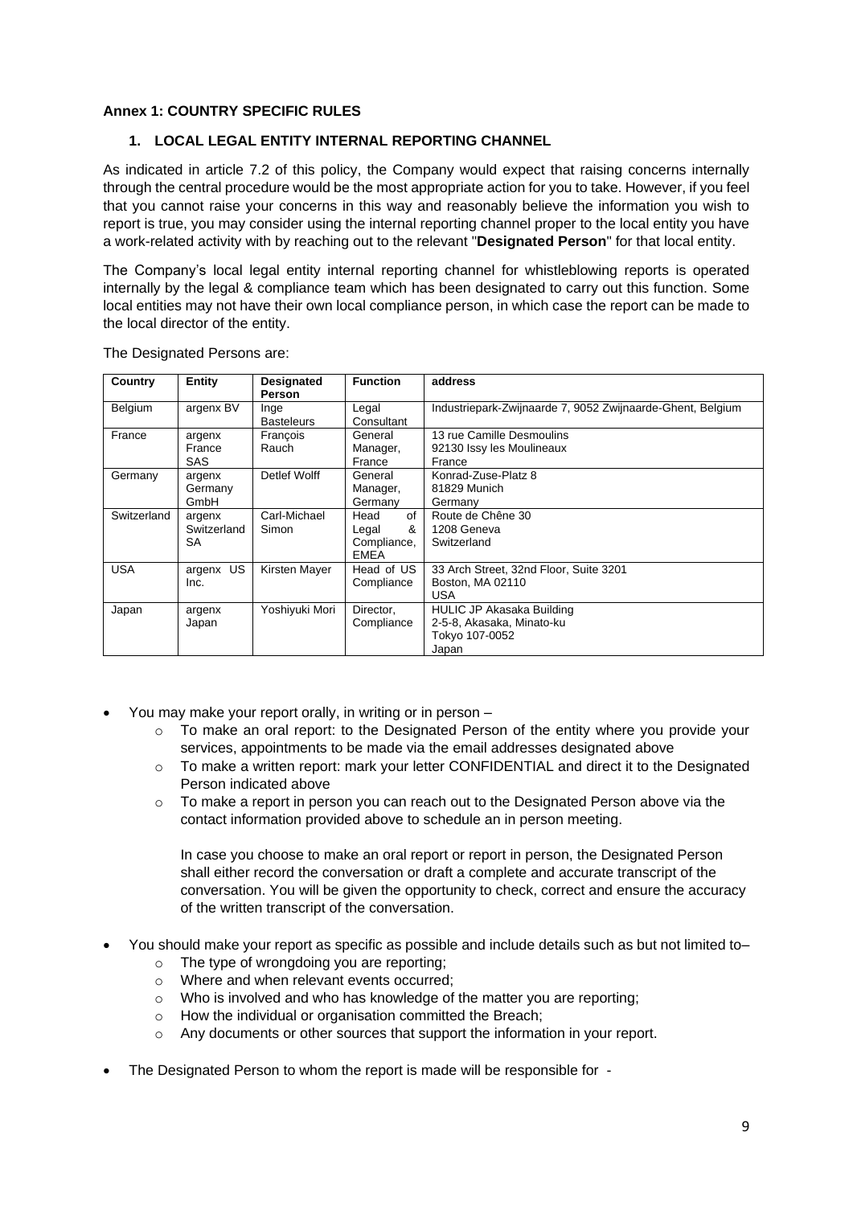**Annex 1: COUNTRY SPECIFIC RULES**

## 1. LOCAL LEGAL ENTITY INTERNAL REPORTING CHANNEL

As indicated in article 7.2 of this policy, the Company would expect that raising concerns internally through the central procedure would be the most appropriate action for you to take. However, if you feel that you cannot raise your concerns in this way and reasonably believe the information you wish to report is true, you may consider using the internal reporting channel proper to the local entity you have a work-related activity with by reaching out to the relevant "**Designated Person**" for that local entity.

The Company's local legal entity internal reporting channel for whistleblowing reports is operated internally by the legal & compliance team which has been designated to carry out this function. Some local entities may not have their own local compliance person, in which case the report can be made to the local director of the entity.

The Designated Persons are:

| Country | Entity | Designated Person | Function | address |
| --- | --- | --- | --- | --- |
| Belgium | argenx BV | Inge Basteleurs | Legal Consultant | Industriepark-Zwijnaarde 7, 9052 Zwijnaarde-Ghent, Belgium |
| France | argenx France SAS | François Rauch | General Manager, France | 13 rue Camille Desmoulins<br>92130 Issy les Moulineaux<br>France |
| Germany | argenx Germany GmbH | Detlef Wolff | General Manager, Germany | Konrad-Zuse-Platz 8<br>81829 Munich<br>Germany |
| Switzerland | argenx Switzerland SA | Carl-Michael Simon | Head of Legal & Compliance, EMEA | Route de Chêne 30<br>1208 Geneva<br>Switzerland |
| USA | argenx US Inc. | Kirsten Mayer | Head of US Compliance | 33 Arch Street, 32nd Floor, Suite 3201<br>Boston, MA 02110<br>USA |
| Japan | argenx Japan | Yoshiyuki Mori | Director, Compliance | HULIC JP Akasaka Building<br>2-5-8, Akasaka, Minato-ku<br>Tokyo 107-0052<br>Japan |

- You may make your report orally, in writing or in person –
  - To make an oral report: to the Designated Person of the entity where you provide your services, appointments to be made via the email addresses designated above
  - To make a written report: mark your letter CONFIDENTIAL and direct it to the Designated Person indicated above
  - To make a report in person you can reach out to the Designated Person above via the contact information provided above to schedule an in person meeting.

  In case you choose to make an oral report or report in person, the Designated Person shall either record the conversation or draft a complete and accurate transcript of the conversation. You will be given the opportunity to check, correct and ensure the accuracy of the written transcript of the conversation.

- You should make your report as specific as possible and include details such as but not limited to–
  - The type of wrongdoing you are reporting;
  - Where and when relevant events occurred;
  - Who is involved and who has knowledge of the matter you are reporting;
  - How the individual or organisation committed the Breach;
  - Any documents or other sources that support the information in your report.

- The Designated Person to whom the report is made will be responsible for -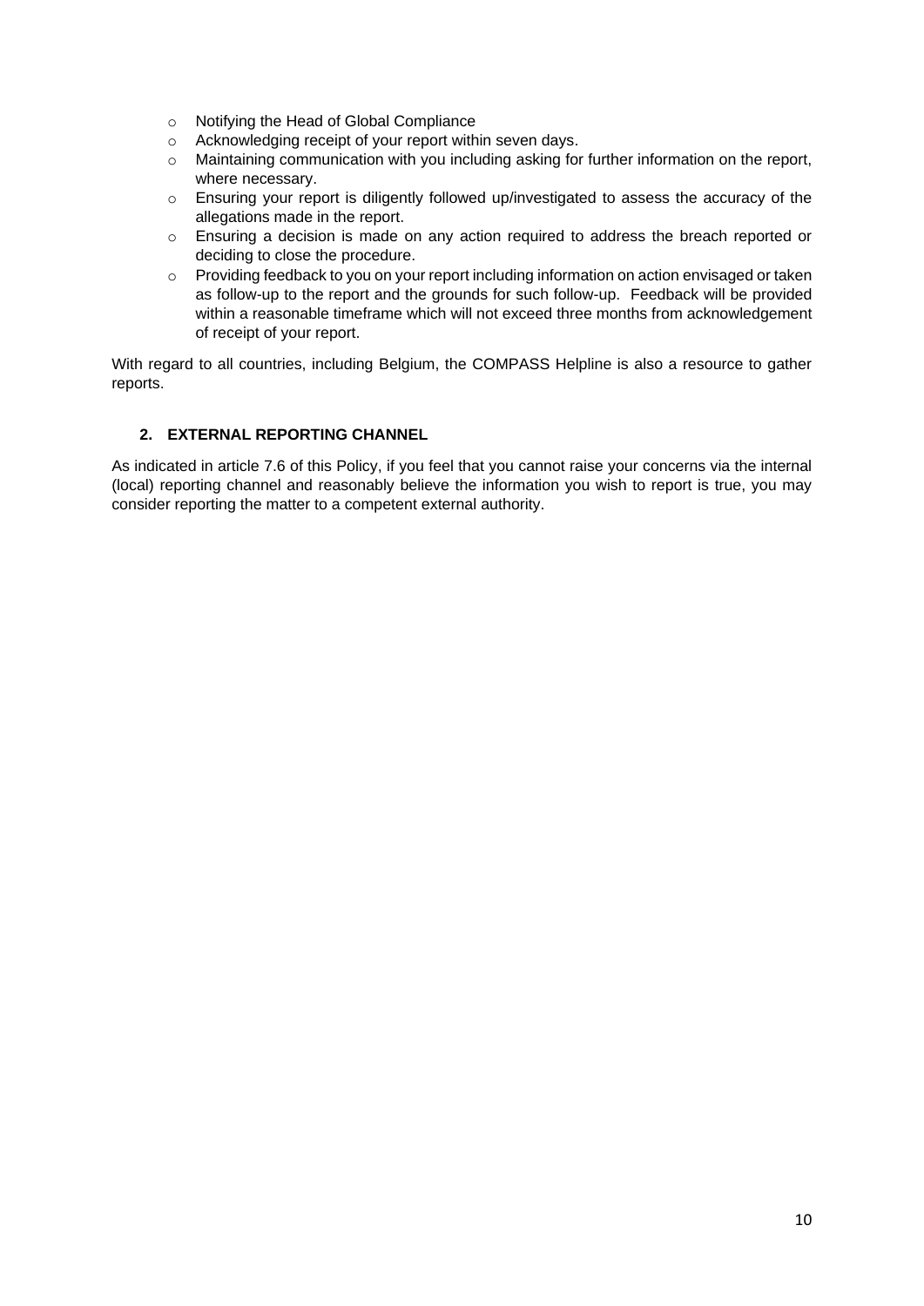- Notifying the Head of Global Compliance
- Acknowledging receipt of your report within seven days.
- Maintaining communication with you including asking for further information on the report, where necessary.
- Ensuring your report is diligently followed up/investigated to assess the accuracy of the allegations made in the report.
- Ensuring a decision is made on any action required to address the breach reported or deciding to close the procedure.
- Providing feedback to you on your report including information on action envisaged or taken as follow-up to the report and the grounds for such follow-up. Feedback will be provided within a reasonable timeframe which will not exceed three months from acknowledgement of receipt of your report.

With regard to all countries, including Belgium, the COMPASS Helpline is also a resource to gather reports.

### 2. EXTERNAL REPORTING CHANNEL

As indicated in article 7.6 of this Policy, if you feel that you cannot raise your concerns via the internal (local) reporting channel and reasonably believe the information you wish to report is true, you may consider reporting the matter to a competent external authority.